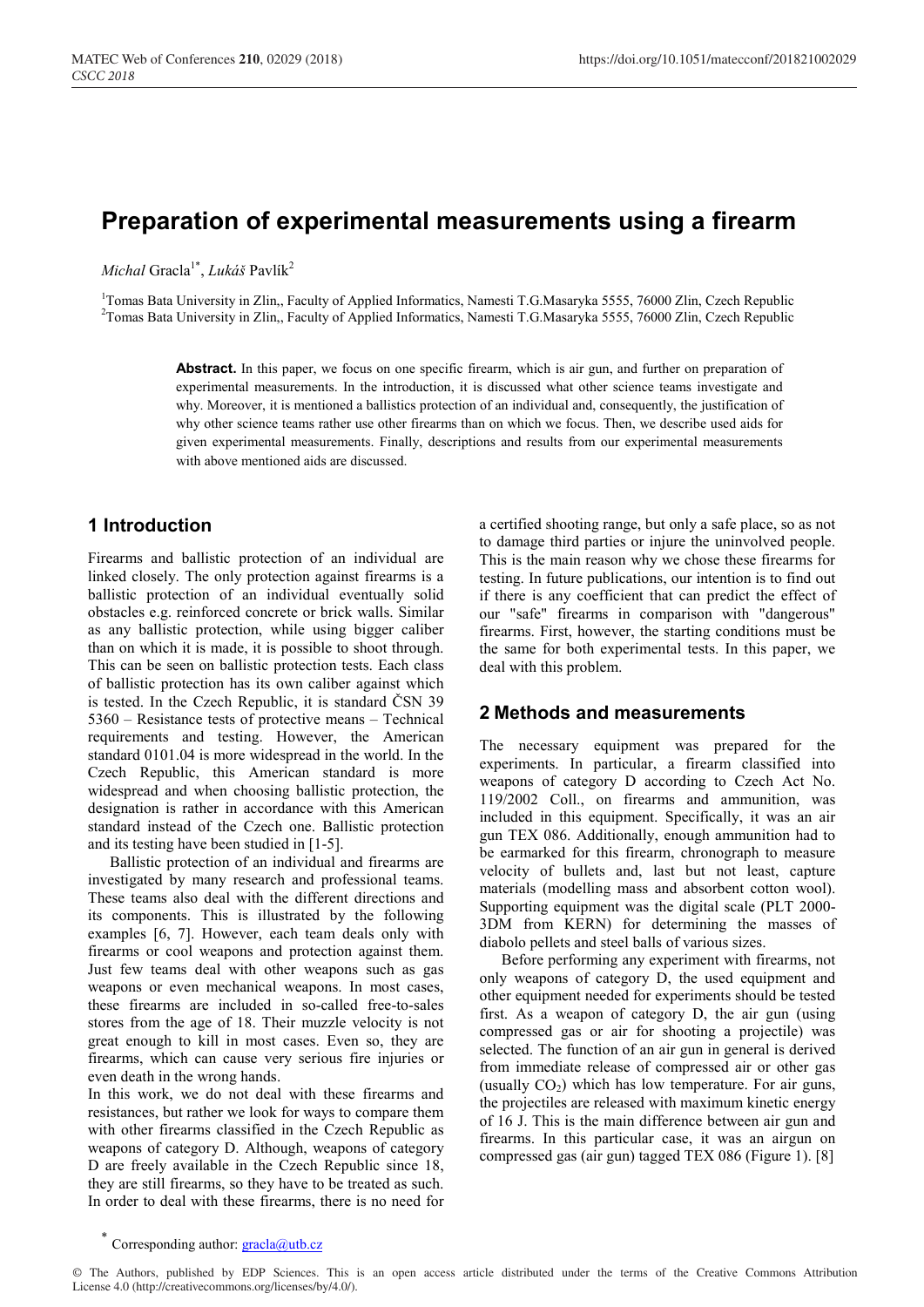# Preparation of experimental measurements using a firearm

*Michal* Gracla[1*], *Lukáš* Pavlík[2]

[1]Tomas Bata University in Zlin,, Faculty of Applied Informatics, Namesti T.G.Masaryka 5555, 76000 Zlin, Czech Republic
[2]Tomas Bata University in Zlin,, Faculty of Applied Informatics, Namesti T.G.Masaryka 5555, 76000 Zlin, Czech Republic

**Abstract.** In this paper, we focus on one specific firearm, which is air gun, and further on preparation of experimental measurements. In the introduction, it is discussed what other science teams investigate and why. Moreover, it is mentioned a ballistics protection of an individual and, consequently, the justification of why other science teams rather use other firearms than on which we focus. Then, we describe used aids for given experimental measurements. Finally, descriptions and results from our experimental measurements with above mentioned aids are discussed.

## 1 Introduction

Firearms and ballistic protection of an individual are linked closely. The only protection against firearms is a ballistic protection of an individual eventually solid obstacles e.g. reinforced concrete or brick walls. Similar as any ballistic protection, while using bigger caliber than on which it is made, it is possible to shoot through. This can be seen on ballistic protection tests. Each class of ballistic protection has its own caliber against which is tested. In the Czech Republic, it is standard ČSN 39 5360 – Resistance tests of protective means – Technical requirements and testing. However, the American standard 0101.04 is more widespread in the world. In the Czech Republic, this American standard is more widespread and when choosing ballistic protection, the designation is rather in accordance with this American standard instead of the Czech one. Ballistic protection and its testing have been studied in [1-5].

Ballistic protection of an individual and firearms are investigated by many research and professional teams. These teams also deal with the different directions and its components. This is illustrated by the following examples [6, 7]. However, each team deals only with firearms or cool weapons and protection against them. Just few teams deal with other weapons such as gas weapons or even mechanical weapons. In most cases, these firearms are included in so-called free-to-sales stores from the age of 18. Their muzzle velocity is not great enough to kill in most cases. Even so, they are firearms, which can cause very serious fire injuries or even death in the wrong hands.

In this work, we do not deal with these firearms and resistances, but rather we look for ways to compare them with other firearms classified in the Czech Republic as weapons of category D. Although, weapons of category D are freely available in the Czech Republic since 18, they are still firearms, so they have to be treated as such. In order to deal with these firearms, there is no need for a certified shooting range, but only a safe place, so as not to damage third parties or injure the uninvolved people. This is the main reason why we chose these firearms for testing. In future publications, our intention is to find out if there is any coefficient that can predict the effect of our "safe" firearms in comparison with "dangerous" firearms. First, however, the starting conditions must be the same for both experimental tests. In this paper, we deal with this problem.

## 2 Methods and measurements

The necessary equipment was prepared for the experiments. In particular, a firearm classified into weapons of category D according to Czech Act No. 119/2002 Coll., on firearms and ammunition, was included in this equipment. Specifically, it was an air gun TEX 086. Additionally, enough ammunition had to be earmarked for this firearm, chronograph to measure velocity of bullets and, last but not least, capture materials (modelling mass and absorbent cotton wool). Supporting equipment was the digital scale (PLT 2000-3DM from KERN) for determining the masses of diabolo pellets and steel balls of various sizes.

Before performing any experiment with firearms, not only weapons of category D, the used equipment and other equipment needed for experiments should be tested first. As a weapon of category D, the air gun (using compressed gas or air for shooting a projectile) was selected. The function of an air gun in general is derived from immediate release of compressed air or other gas (usually $CO_2$) which has low temperature. For air guns, the projectiles are released with maximum kinetic energy of 16 J. This is the main difference between air gun and firearms. In this particular case, it was an airgun on compressed gas (air gun) tagged TEX 086 (Figure 1). [8]

* Corresponding author: gracla@utb.cz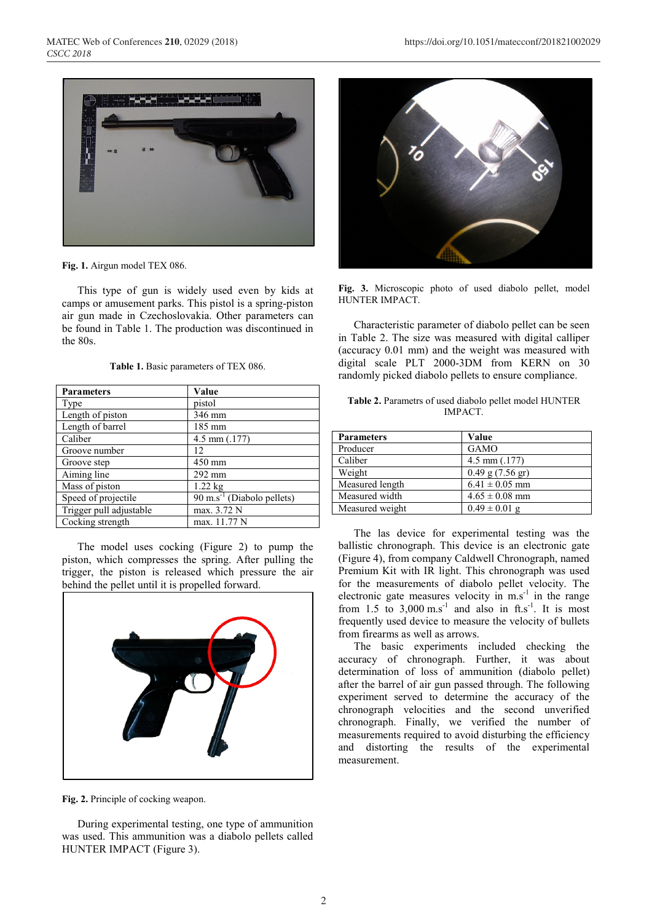Fig. 1. Airgun model TEX 086.

This type of gun is widely used even by kids at camps or amusement parks. This pistol is a spring-piston air gun made in Czechoslovakia. Other parameters can be found in Table 1. The production was discontinued in the 80s.

**Table 1.** Basic parameters of TEX 086.

| Parameters | Value |
|---|---|
| Type | pistol |
| Length of piston | 346 mm |
| Length of barrel | 185 mm |
| Caliber | 4.5 mm (.177) |
| Groove number | 12 |
| Groove step | 450 mm |
| Aiming line | 292 mm |
| Mass of piston | 1.22 kg |
| Speed of projectile | 90 m.s$^{-1}$ (Diabolo pellets) |
| Trigger pull adjustable | max. 3.72 N |
| Cocking strength | max. 11.77 N |

The model uses cocking (Figure 2) to pump the piston, which compresses the spring. After pulling the trigger, the piston is released which pressure the air behind the pellet until it is propelled forward.

Fig. 2. Principle of cocking weapon.

During experimental testing, one type of ammunition was used. This ammunition was a diabolo pellets called HUNTER IMPACT (Figure 3).

Fig. 3. Microscopic photo of used diabolo pellet, model HUNTER IMPACT.

Characteristic parameter of diabolo pellet can be seen in Table 2. The size was measured with digital calliper (accuracy 0.01 mm) and the weight was measured with digital scale PLT 2000-3DM from KERN on 30 randomly picked diabolo pellets to ensure compliance.

**Table 2.** Parametrs of used diabolo pellet model HUNTER IMPACT.

| Parameters | Value |
|---|---|
| Producer | GAMO |
| Caliber | 4.5 mm (.177) |
| Weight | 0.49 g (7.56 gr) |
| Measured length | 6.41 ± 0.05 mm |
| Measured width | 4.65 ± 0.08 mm |
| Measured weight | 0.49 ± 0.01 g |

The las device for experimental testing was the ballistic chronograph. This device is an electronic gate (Figure 4), from company Caldwell Chronograph, named Premium Kit with IR light. This chronograph was used for the measurements of diabolo pellet velocity. The electronic gate measures velocity in m.s$^{-1}$ in the range from 1.5 to 3,000 m.s$^{-1}$ and also in ft.s$^{-1}$. It is most frequently used device to measure the velocity of bullets from firearms as well as arrows.

The basic experiments included checking the accuracy of chronograph. Further, it was about determination of loss of ammunition (diabolo pellet) after the barrel of air gun passed through. The following experiment served to determine the accuracy of the chronograph velocities and the second unverified chronograph. Finally, we verified the number of measurements required to avoid disturbing the efficiency and distorting the results of the experimental measurement.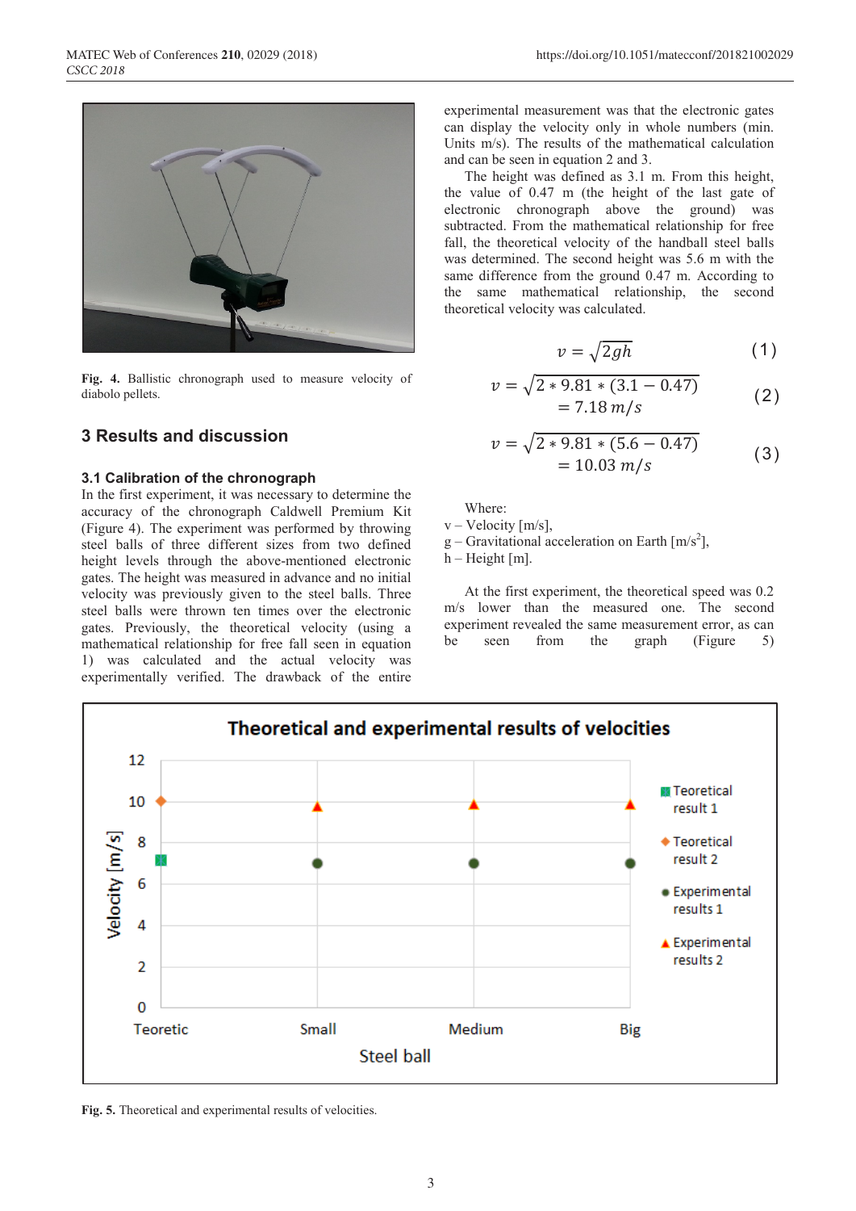Fig. 4. Ballistic chronograph used to measure velocity of diabolo pellets.

## 3 Results and discussion

### 3.1 Calibration of the chronograph

In the first experiment, it was necessary to determine the accuracy of the chronograph Caldwell Premium Kit (Figure 4). The experiment was performed by throwing steel balls of three different sizes from two defined height levels through the above-mentioned electronic gates. The height was measured in advance and no initial velocity was previously given to the steel balls. Three steel balls were thrown ten times over the electronic gates. Previously, the theoretical velocity (using a mathematical relationship for free fall seen in equation 1) was calculated and the actual velocity was experimentally verified. The drawback of the entire experimental measurement was that the electronic gates can display the velocity only in whole numbers (min. Units m/s). The results of the mathematical calculation and can be seen in equation 2 and 3.

The height was defined as 3.1 m. From this height, the value of 0.47 m (the height of the last gate of electronic chronograph above the ground) was subtracted. From the mathematical relationship for free fall, the theoretical velocity of the handball steel balls was determined. The second height was 5.6 m with the same difference from the ground 0.47 m. According to the same mathematical relationship, the second theoretical velocity was calculated.

$$v = \sqrt{2gh} \tag{1}$$

$$v = \sqrt{2 * 9.81 * (3.1 - 0.47)} = 7.18\, m/s \tag{2}$$

$$v = \sqrt{2 * 9.81 * (5.6 - 0.47)} = 10.03\, m/s \tag{3}$$

Where:
v – Velocity [m/s],
g – Gravitational acceleration on Earth [m/s$^2$],
h – Height [m].

At the first experiment, the theoretical speed was 0.2 m/s lower than the measured one. The second experiment revealed the same measurement error, as can be seen from the graph (Figure 5)

Fig. 5. Theoretical and experimental results of velocities.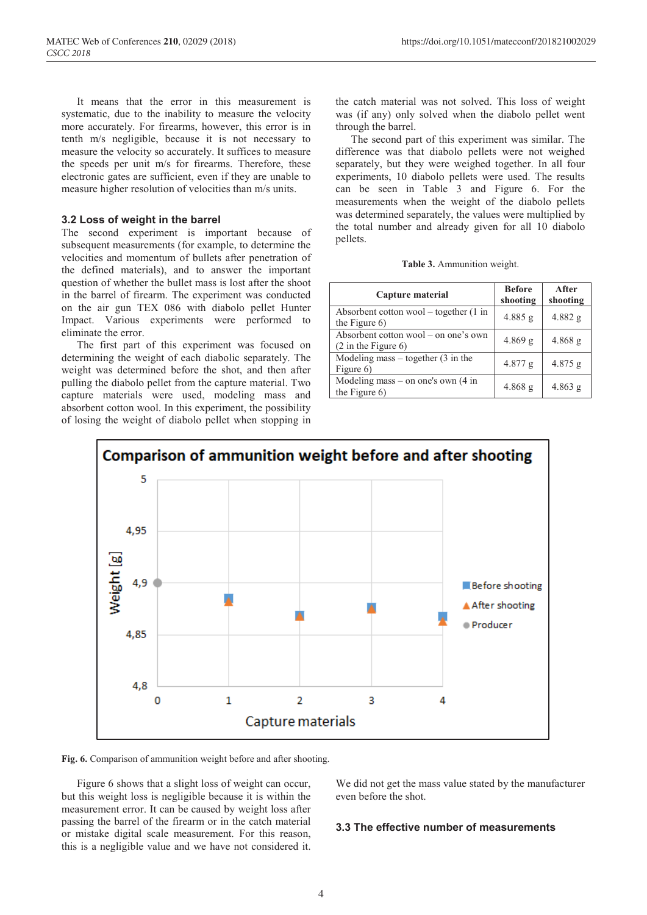It means that the error in this measurement is systematic, due to the inability to measure the velocity more accurately. For firearms, however, this error is in tenth m/s negligible, because it is not necessary to measure the velocity so accurately. It suffices to measure the speeds per unit m/s for firearms. Therefore, these electronic gates are sufficient, even if they are unable to measure higher resolution of velocities than m/s units.

### 3.2 Loss of weight in the barrel

The second experiment is important because of subsequent measurements (for example, to determine the velocities and momentum of bullets after penetration of the defined materials), and to answer the important question of whether the bullet mass is lost after the shoot in the barrel of firearm. The experiment was conducted on the air gun TEX 086 with diabolo pellet Hunter Impact. Various experiments were performed to eliminate the error.

The first part of this experiment was focused on determining the weight of each diabolic separately. The weight was determined before the shot, and then after pulling the diabolo pellet from the capture material. Two capture materials were used, modeling mass and absorbent cotton wool. In this experiment, the possibility of losing the weight of diabolo pellet when stopping in the catch material was not solved. This loss of weight was (if any) only solved when the diabolo pellet went through the barrel.

The second part of this experiment was similar. The difference was that diabolo pellets were not weighed separately, but they were weighed together. In all four experiments, 10 diabolo pellets were used. The results can be seen in Table 3 and Figure 6. For the measurements when the weight of the diabolo pellets was determined separately, the values were multiplied by the total number and already given for all 10 diabolo pellets.

**Table 3.** Ammunition weight.

| Capture material | Before shooting | After shooting |
|---|---|---|
| Absorbent cotton wool – together (1 in the Figure 6) | 4.885 g | 4.882 g |
| Absorbent cotton wool – on one's own (2 in the Figure 6) | 4.869 g | 4.868 g |
| Modeling mass – together (3 in the Figure 6) | 4.877 g | 4.875 g |
| Modeling mass – on one's own (4 in the Figure 6) | 4.868 g | 4.863 g |

**Fig. 6.** Comparison of ammunition weight before and after shooting.

Figure 6 shows that a slight loss of weight can occur, but this weight loss is negligible because it is within the measurement error. It can be caused by weight loss after passing the barrel of the firearm or in the catch material or mistake digital scale measurement. For this reason, this is a negligible value and we have not considered it. We did not get the mass value stated by the manufacturer even before the shot.

### 3.3 The effective number of measurements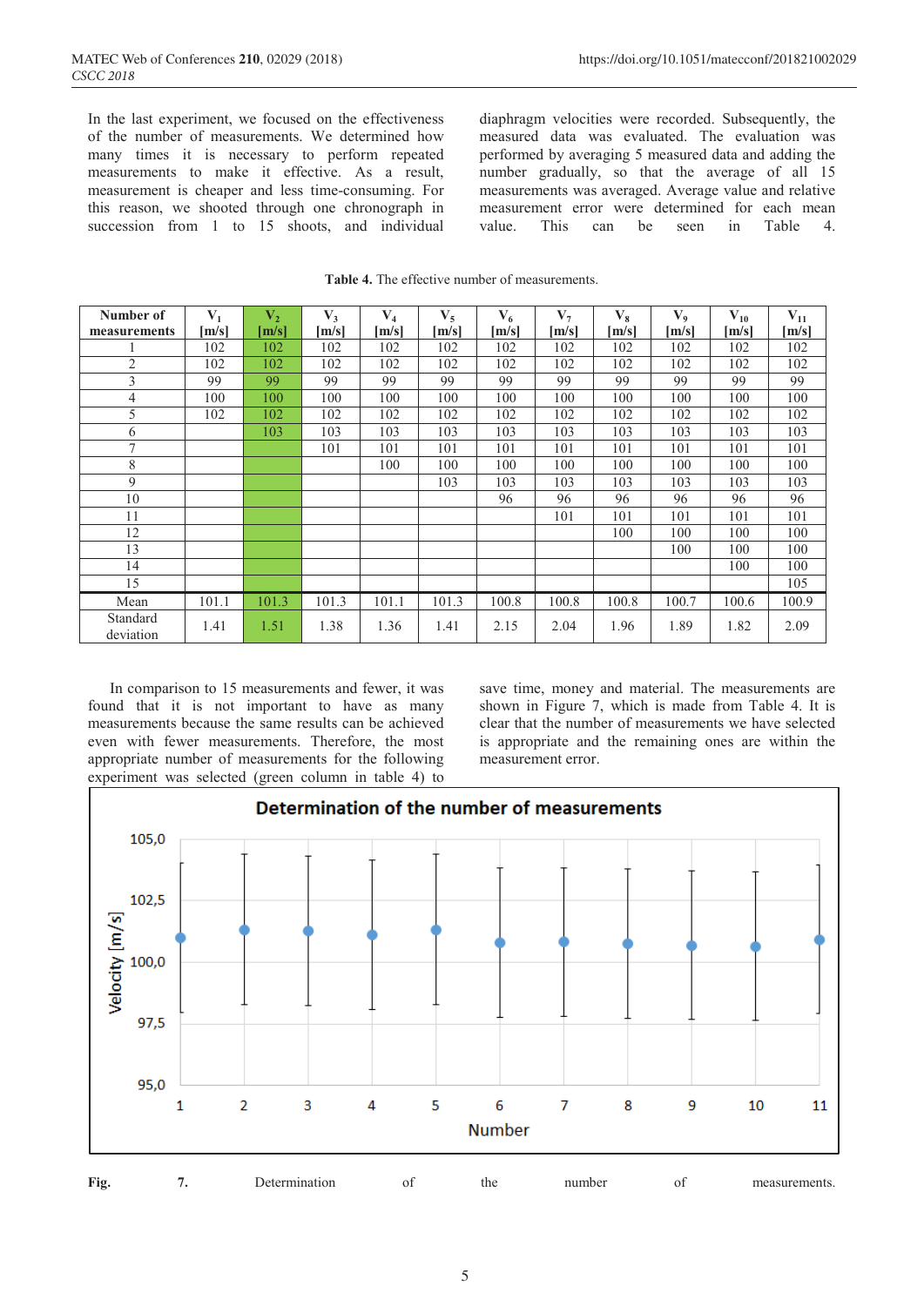In the last experiment, we focused on the effectiveness of the number of measurements. We determined how many times it is necessary to perform repeated measurements to make it effective. As a result, measurement is cheaper and less time-consuming. For this reason, we shooted through one chronograph in succession from 1 to 15 shoots, and individual diaphragm velocities were recorded. Subsequently, the measured data was evaluated. The evaluation was performed by averaging 5 measured data and adding the number gradually, so that the average of all 15 measurements was averaged. Average value and relative measurement error were determined for each mean value. This can be seen in Table 4.

**Table 4.** The effective number of measurements.

| Number of measurements | $V_1$ [m/s] | $V_2$ [m/s] | $V_3$ [m/s] | $V_4$ [m/s] | $V_5$ [m/s] | $V_6$ [m/s] | $V_7$ [m/s] | $V_8$ [m/s] | $V_9$ [m/s] | $V_{10}$ [m/s] | $V_{11}$ [m/s] |
|---|---|---|---|---|---|---|---|---|---|---|---|
| 1 | 102 | 102 | 102 | 102 | 102 | 102 | 102 | 102 | 102 | 102 | 102 |
| 2 | 102 | 102 | 102 | 102 | 102 | 102 | 102 | 102 | 102 | 102 | 102 |
| 3 | 99 | 99 | 99 | 99 | 99 | 99 | 99 | 99 | 99 | 99 | 99 |
| 4 | 100 | 100 | 100 | 100 | 100 | 100 | 100 | 100 | 100 | 100 | 100 |
| 5 | 102 | 102 | 102 | 102 | 102 | 102 | 102 | 102 | 102 | 102 | 102 |
| 6 | | 103 | 103 | 103 | 103 | 103 | 103 | 103 | 103 | 103 | 103 |
| 7 | | | 101 | 101 | 101 | 101 | 101 | 101 | 101 | 101 | 101 |
| 8 | | | | 100 | 100 | 100 | 100 | 100 | 100 | 100 | 100 |
| 9 | | | | | 103 | 103 | 103 | 103 | 103 | 103 | 103 |
| 10 | | | | | | 96 | 96 | 96 | 96 | 96 | 96 |
| 11 | | | | | | | 101 | 101 | 101 | 101 | 101 |
| 12 | | | | | | | | 100 | 100 | 100 | 100 |
| 13 | | | | | | | | | 100 | 100 | 100 |
| 14 | | | | | | | | | | 100 | 100 |
| 15 | | | | | | | | | | | 105 |
| Mean | 101.1 | 101.3 | 101.3 | 101.1 | 101.3 | 100.8 | 100.8 | 100.8 | 100.7 | 100.6 | 100.9 |
| Standard deviation | 1.41 | 1.51 | 1.38 | 1.36 | 1.41 | 2.15 | 2.04 | 1.96 | 1.89 | 1.82 | 2.09 |

In comparison to 15 measurements and fewer, it was found that it is not important to have as many measurements because the same results can be achieved even with fewer measurements. Therefore, the most appropriate number of measurements for the following experiment was selected (green column in table 4) to save time, money and material. The measurements are shown in Figure 7, which is made from Table 4. It is clear that the number of measurements we have selected is appropriate and the remaining ones are within the measurement error.

**Fig. 7.** Determination of the number of measurements.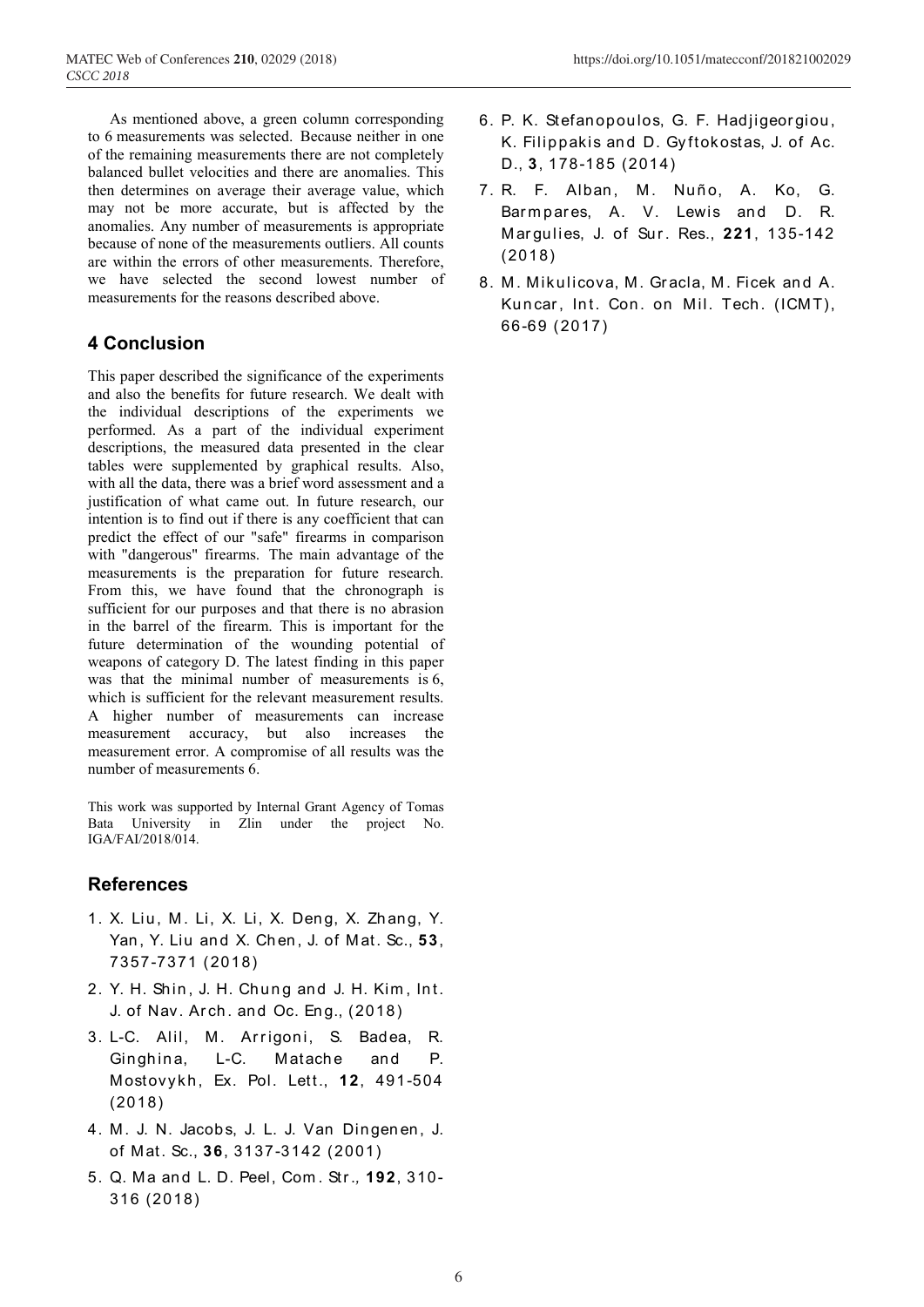As mentioned above, a green column corresponding to 6 measurements was selected. Because neither in one of the remaining measurements there are not completely balanced bullet velocities and there are anomalies. This then determines on average their average value, which may not be more accurate, but is affected by the anomalies. Any number of measurements is appropriate because of none of the measurements outliers. All counts are within the errors of other measurements. Therefore, we have selected the second lowest number of measurements for the reasons described above.

## 4 Conclusion

This paper described the significance of the experiments and also the benefits for future research. We dealt with the individual descriptions of the experiments we performed. As a part of the individual experiment descriptions, the measured data presented in the clear tables were supplemented by graphical results. Also, with all the data, there was a brief word assessment and a justification of what came out. In future research, our intention is to find out if there is any coefficient that can predict the effect of our "safe" firearms in comparison with "dangerous" firearms. The main advantage of the measurements is the preparation for future research. From this, we have found that the chronograph is sufficient for our purposes and that there is no abrasion in the barrel of the firearm. This is important for the future determination of the wounding potential of weapons of category D. The latest finding in this paper was that the minimal number of measurements is 6, which is sufficient for the relevant measurement results. A higher number of measurements can increase measurement accuracy, but also increases the measurement error. A compromise of all results was the number of measurements 6.

This work was supported by Internal Grant Agency of Tomas Bata University in Zlin under the project No. IGA/FAI/2018/014.

## References

1. X. Liu, M. Li, X. Li, X. Deng, X. Zhang, Y. Yan, Y. Liu and X. Chen, J. of Mat. Sc., **53**, 7357-7371 (2018)
2. Y. H. Shin, J. H. Chung and J. H. Kim, Int. J. of Nav. Arch. and Oc. Eng., (2018)
3. L-C. Alil, M. Arrigoni, S. Badea, R. Ginghina, L-C. Matache and P. Mostovykh, Ex. Pol. Lett., **12**, 491-504 (2018)
4. M. J. N. Jacobs, J. L. J. Van Dingenen, J. of Mat. Sc., **36**, 3137-3142 (2001)
5. Q. Ma and L. D. Peel, Com. Str., **192**, 310-316 (2018)
6. P. K. Stefanopoulos, G. F. Hadjigeorgiou, K. Filippakis and D. Gyftokostas, J. of Ac. D., **3**, 178-185 (2014)
7. R. F. Alban, M. Nuño, A. Ko, G. Barmpares, A. V. Lewis and D. R. Margulies, J. of Sur. Res., **221**, 135-142 (2018)
8. M. Mikulicova, M. Gracla, M. Ficek and A. Kuncar, Int. Con. on Mil. Tech. (ICMT), 66-69 (2017)